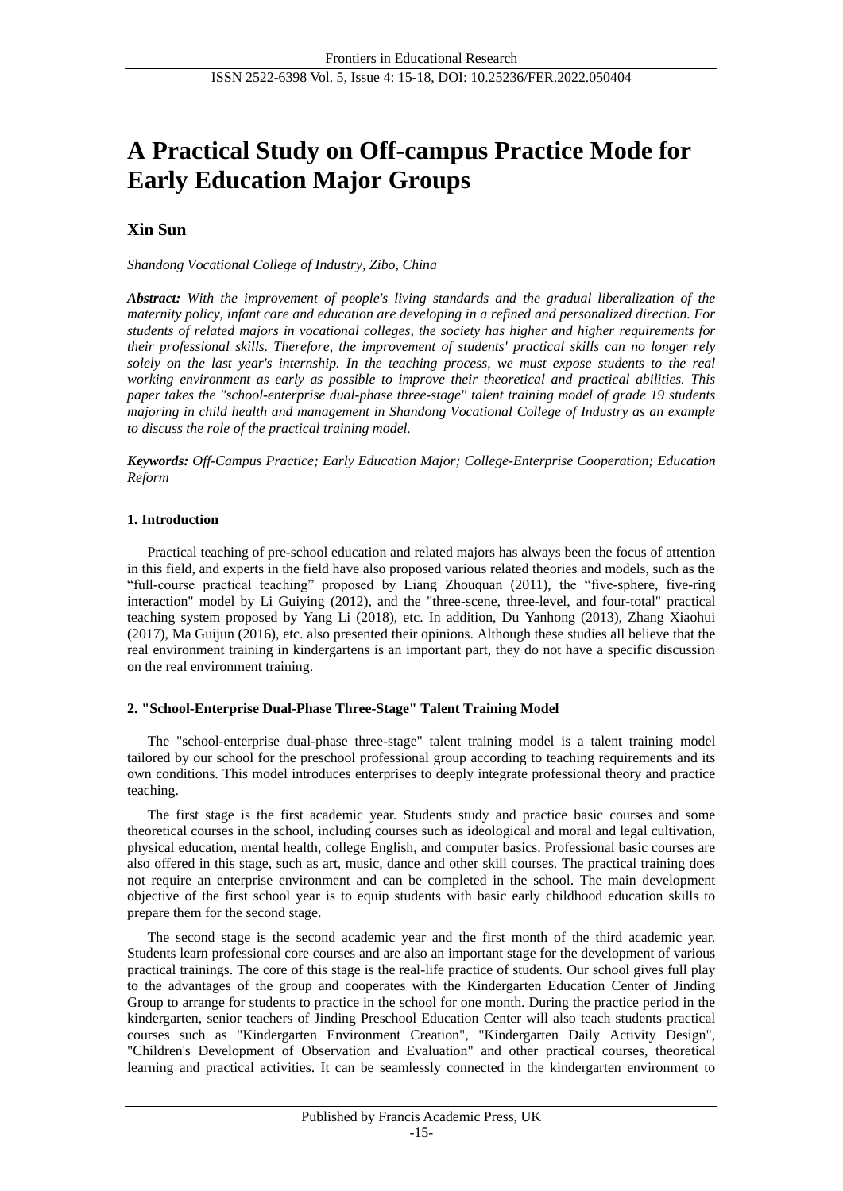# A Practical Study on Off-campus Practice Mode for Early Education Major Groups

**Xin Sun**

*Shandong Vocational College of Industry, Zibo, China*

***Abstract:*** *With the improvement of people's living standards and the gradual liberalization of the maternity policy, infant care and education are developing in a refined and personalized direction. For students of related majors in vocational colleges, the society has higher and higher requirements for their professional skills. Therefore, the improvement of students' practical skills can no longer rely solely on the last year's internship. In the teaching process, we must expose students to the real working environment as early as possible to improve their theoretical and practical abilities. This paper takes the "school-enterprise dual-phase three-stage" talent training model of grade 19 students majoring in child health and management in Shandong Vocational College of Industry as an example to discuss the role of the practical training model.*

***Keywords:*** *Off-Campus Practice; Early Education Major; College-Enterprise Cooperation; Education Reform*

## 1. Introduction

Practical teaching of pre-school education and related majors has always been the focus of attention in this field, and experts in the field have also proposed various related theories and models, such as the "full-course practical teaching" proposed by Liang Zhouquan (2011), the "five-sphere, five-ring interaction" model by Li Guiying (2012), and the "three-scene, three-level, and four-total" practical teaching system proposed by Yang Li (2018), etc. In addition, Du Yanhong (2013), Zhang Xiaohui (2017), Ma Guijun (2016), etc. also presented their opinions. Although these studies all believe that the real environment training in kindergartens is an important part, they do not have a specific discussion on the real environment training.

## 2. "School-Enterprise Dual-Phase Three-Stage" Talent Training Model

The "school-enterprise dual-phase three-stage" talent training model is a talent training model tailored by our school for the preschool professional group according to teaching requirements and its own conditions. This model introduces enterprises to deeply integrate professional theory and practice teaching.

The first stage is the first academic year. Students study and practice basic courses and some theoretical courses in the school, including courses such as ideological and moral and legal cultivation, physical education, mental health, college English, and computer basics. Professional basic courses are also offered in this stage, such as art, music, dance and other skill courses. The practical training does not require an enterprise environment and can be completed in the school. The main development objective of the first school year is to equip students with basic early childhood education skills to prepare them for the second stage.

The second stage is the second academic year and the first month of the third academic year. Students learn professional core courses and are also an important stage for the development of various practical trainings. The core of this stage is the real-life practice of students. Our school gives full play to the advantages of the group and cooperates with the Kindergarten Education Center of Jinding Group to arrange for students to practice in the school for one month. During the practice period in the kindergarten, senior teachers of Jinding Preschool Education Center will also teach students practical courses such as "Kindergarten Environment Creation", "Kindergarten Daily Activity Design", "Children's Development of Observation and Evaluation" and other practical courses, theoretical learning and practical activities. It can be seamlessly connected in the kindergarten environment to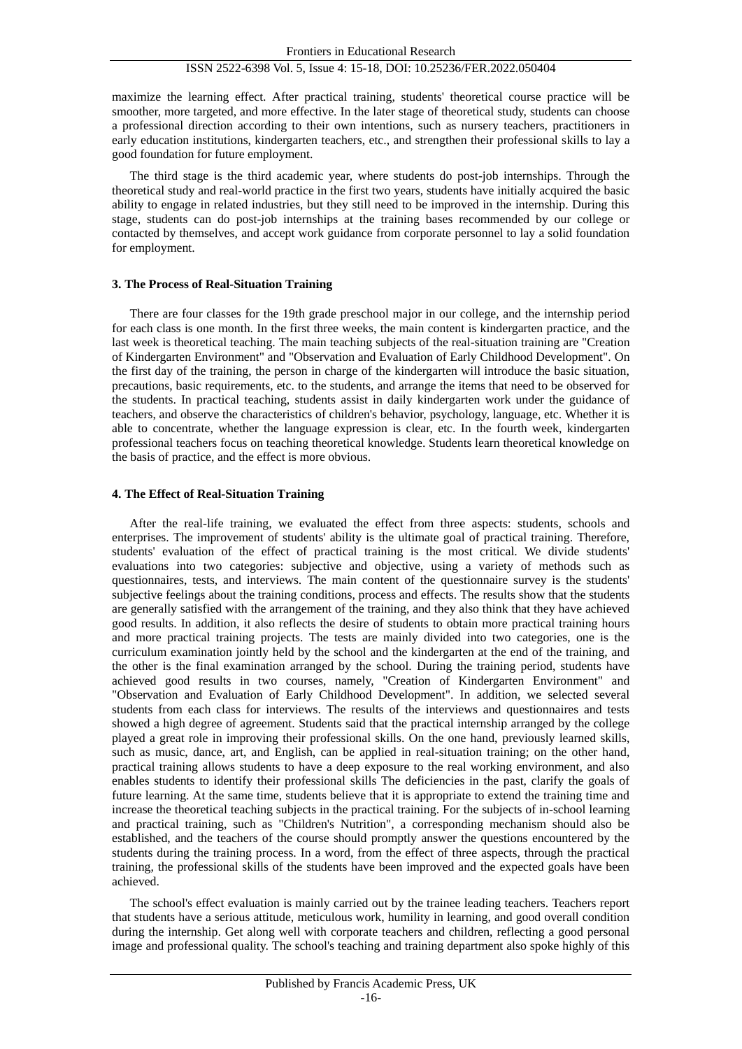maximize the learning effect. After practical training, students' theoretical course practice will be smoother, more targeted, and more effective. In the later stage of theoretical study, students can choose a professional direction according to their own intentions, such as nursery teachers, practitioners in early education institutions, kindergarten teachers, etc., and strengthen their professional skills to lay a good foundation for future employment.

The third stage is the third academic year, where students do post-job internships. Through the theoretical study and real-world practice in the first two years, students have initially acquired the basic ability to engage in related industries, but they still need to be improved in the internship. During this stage, students can do post-job internships at the training bases recommended by our college or contacted by themselves, and accept work guidance from corporate personnel to lay a solid foundation for employment.

### 3. The Process of Real-Situation Training

There are four classes for the 19th grade preschool major in our college, and the internship period for each class is one month. In the first three weeks, the main content is kindergarten practice, and the last week is theoretical teaching. The main teaching subjects of the real-situation training are "Creation of Kindergarten Environment" and "Observation and Evaluation of Early Childhood Development". On the first day of the training, the person in charge of the kindergarten will introduce the basic situation, precautions, basic requirements, etc. to the students, and arrange the items that need to be observed for the students. In practical teaching, students assist in daily kindergarten work under the guidance of teachers, and observe the characteristics of children's behavior, psychology, language, etc. Whether it is able to concentrate, whether the language expression is clear, etc. In the fourth week, kindergarten professional teachers focus on teaching theoretical knowledge. Students learn theoretical knowledge on the basis of practice, and the effect is more obvious.

### 4. The Effect of Real-Situation Training

After the real-life training, we evaluated the effect from three aspects: students, schools and enterprises. The improvement of students' ability is the ultimate goal of practical training. Therefore, students' evaluation of the effect of practical training is the most critical. We divide students' evaluations into two categories: subjective and objective, using a variety of methods such as questionnaires, tests, and interviews. The main content of the questionnaire survey is the students' subjective feelings about the training conditions, process and effects. The results show that the students are generally satisfied with the arrangement of the training, and they also think that they have achieved good results. In addition, it also reflects the desire of students to obtain more practical training hours and more practical training projects. The tests are mainly divided into two categories, one is the curriculum examination jointly held by the school and the kindergarten at the end of the training, and the other is the final examination arranged by the school. During the training period, students have achieved good results in two courses, namely, "Creation of Kindergarten Environment" and "Observation and Evaluation of Early Childhood Development". In addition, we selected several students from each class for interviews. The results of the interviews and questionnaires and tests showed a high degree of agreement. Students said that the practical internship arranged by the college played a great role in improving their professional skills. On the one hand, previously learned skills, such as music, dance, art, and English, can be applied in real-situation training; on the other hand, practical training allows students to have a deep exposure to the real working environment, and also enables students to identify their professional skills The deficiencies in the past, clarify the goals of future learning. At the same time, students believe that it is appropriate to extend the training time and increase the theoretical teaching subjects in the practical training. For the subjects of in-school learning and practical training, such as "Children's Nutrition", a corresponding mechanism should also be established, and the teachers of the course should promptly answer the questions encountered by the students during the training process. In a word, from the effect of three aspects, through the practical training, the professional skills of the students have been improved and the expected goals have been achieved.

The school's effect evaluation is mainly carried out by the trainee leading teachers. Teachers report that students have a serious attitude, meticulous work, humility in learning, and good overall condition during the internship. Get along well with corporate teachers and children, reflecting a good personal image and professional quality. The school's teaching and training department also spoke highly of this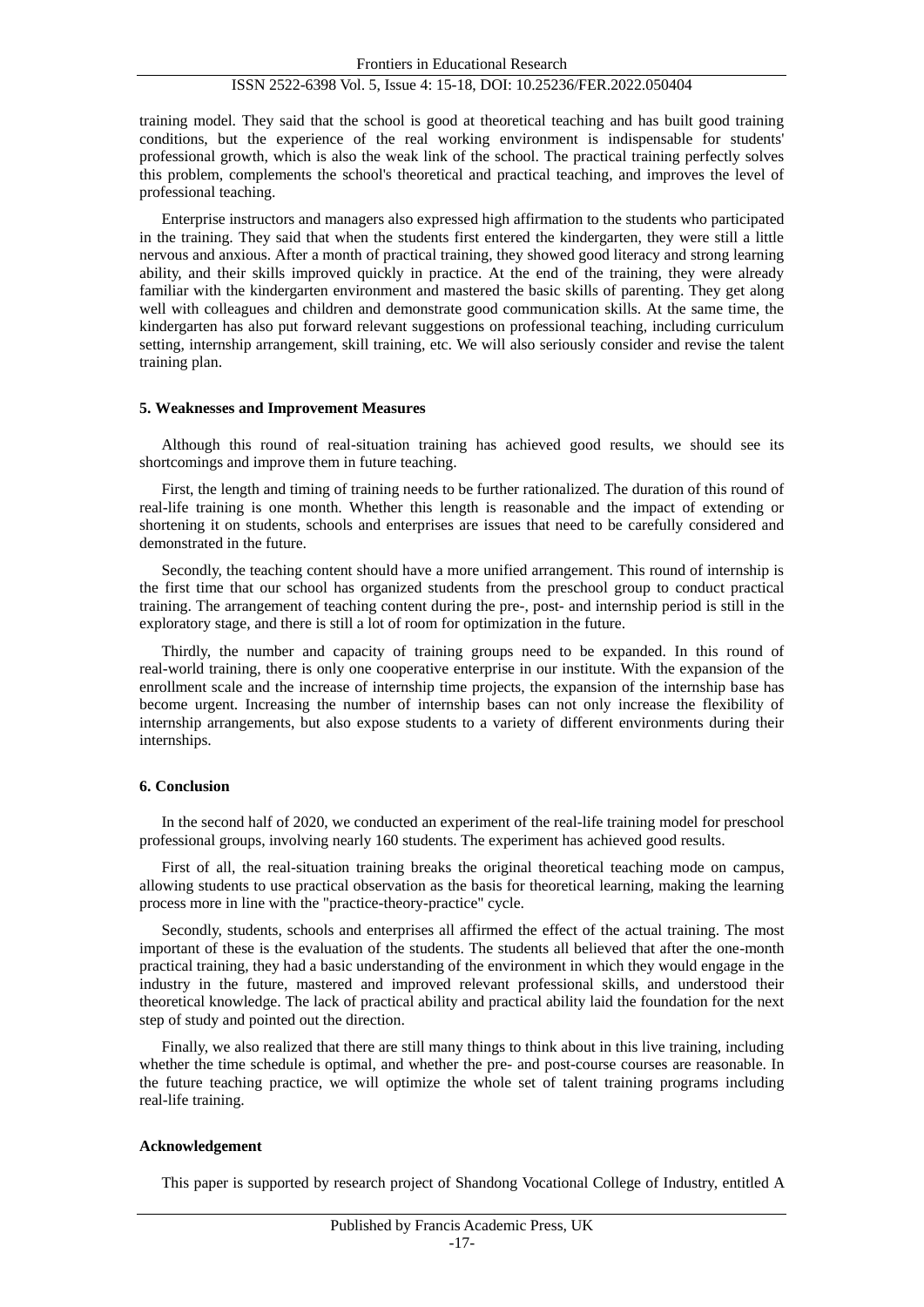training model. They said that the school is good at theoretical teaching and has built good training conditions, but the experience of the real working environment is indispensable for students' professional growth, which is also the weak link of the school. The practical training perfectly solves this problem, complements the school's theoretical and practical teaching, and improves the level of professional teaching.

Enterprise instructors and managers also expressed high affirmation to the students who participated in the training. They said that when the students first entered the kindergarten, they were still a little nervous and anxious. After a month of practical training, they showed good literacy and strong learning ability, and their skills improved quickly in practice. At the end of the training, they were already familiar with the kindergarten environment and mastered the basic skills of parenting. They get along well with colleagues and children and demonstrate good communication skills. At the same time, the kindergarten has also put forward relevant suggestions on professional teaching, including curriculum setting, internship arrangement, skill training, etc. We will also seriously consider and revise the talent training plan.

## 5. Weaknesses and Improvement Measures

Although this round of real-situation training has achieved good results, we should see its shortcomings and improve them in future teaching.

First, the length and timing of training needs to be further rationalized. The duration of this round of real-life training is one month. Whether this length is reasonable and the impact of extending or shortening it on students, schools and enterprises are issues that need to be carefully considered and demonstrated in the future.

Secondly, the teaching content should have a more unified arrangement. This round of internship is the first time that our school has organized students from the preschool group to conduct practical training. The arrangement of teaching content during the pre-, post- and internship period is still in the exploratory stage, and there is still a lot of room for optimization in the future.

Thirdly, the number and capacity of training groups need to be expanded. In this round of real-world training, there is only one cooperative enterprise in our institute. With the expansion of the enrollment scale and the increase of internship time projects, the expansion of the internship base has become urgent. Increasing the number of internship bases can not only increase the flexibility of internship arrangements, but also expose students to a variety of different environments during their internships.

## 6. Conclusion

In the second half of 2020, we conducted an experiment of the real-life training model for preschool professional groups, involving nearly 160 students. The experiment has achieved good results.

First of all, the real-situation training breaks the original theoretical teaching mode on campus, allowing students to use practical observation as the basis for theoretical learning, making the learning process more in line with the "practice-theory-practice" cycle.

Secondly, students, schools and enterprises all affirmed the effect of the actual training. The most important of these is the evaluation of the students. The students all believed that after the one-month practical training, they had a basic understanding of the environment in which they would engage in the industry in the future, mastered and improved relevant professional skills, and understood their theoretical knowledge. The lack of practical ability and practical ability laid the foundation for the next step of study and pointed out the direction.

Finally, we also realized that there are still many things to think about in this live training, including whether the time schedule is optimal, and whether the pre- and post-course courses are reasonable. In the future teaching practice, we will optimize the whole set of talent training programs including real-life training.

## Acknowledgement

This paper is supported by research project of Shandong Vocational College of Industry, entitled A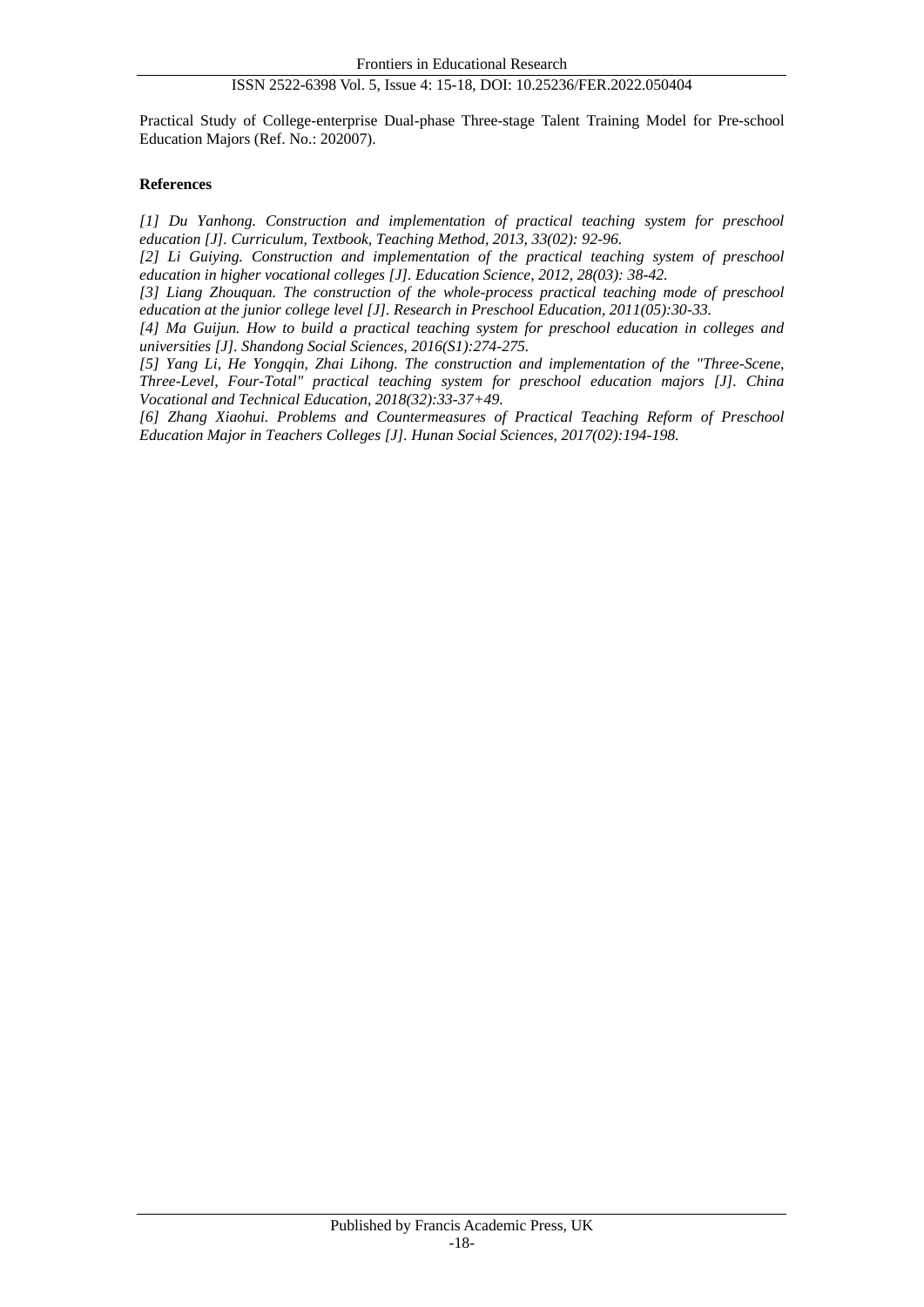Practical Study of College-enterprise Dual-phase Three-stage Talent Training Model for Pre-school Education Majors (Ref. No.: 202007).

**References**

*[1] Du Yanhong. Construction and implementation of practical teaching system for preschool education [J]. Curriculum, Textbook, Teaching Method, 2013, 33(02): 92-96.*

*[2] Li Guiying. Construction and implementation of the practical teaching system of preschool education in higher vocational colleges [J]. Education Science, 2012, 28(03): 38-42.*

*[3] Liang Zhouquan. The construction of the whole-process practical teaching mode of preschool education at the junior college level [J]. Research in Preschool Education, 2011(05):30-33.*

*[4] Ma Guijun. How to build a practical teaching system for preschool education in colleges and universities [J]. Shandong Social Sciences, 2016(S1):274-275.*

*[5] Yang Li, He Yongqin, Zhai Lihong. The construction and implementation of the "Three-Scene, Three-Level, Four-Total" practical teaching system for preschool education majors [J]. China Vocational and Technical Education, 2018(32):33-37+49.*

*[6] Zhang Xiaohui. Problems and Countermeasures of Practical Teaching Reform of Preschool Education Major in Teachers Colleges [J]. Hunan Social Sciences, 2017(02):194-198.*